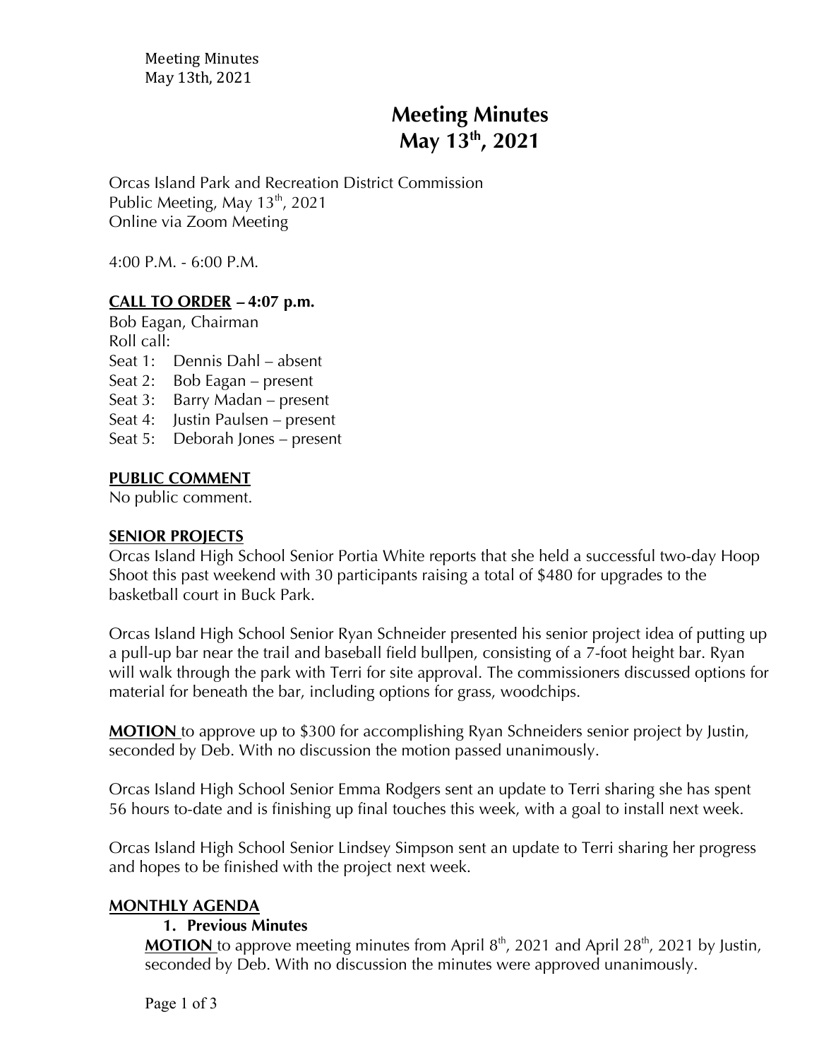# Meeting Minutes
# May 13th, 2021

Orcas Island Park and Recreation District Commission
Public Meeting, May 13th, 2021
Online via Zoom Meeting

4:00 P.M. - 6:00 P.M.

## CALL TO ORDER – 4:07 p.m.

Bob Eagan, Chairman
Roll call:
Seat 1: Dennis Dahl – absent
Seat 2: Bob Eagan – present
Seat 3: Barry Madan – present
Seat 4: Justin Paulsen – present
Seat 5: Deborah Jones – present

## PUBLIC COMMENT

No public comment.

## SENIOR PROJECTS

Orcas Island High School Senior Portia White reports that she held a successful two-day Hoop Shoot this past weekend with 30 participants raising a total of $480 for upgrades to the basketball court in Buck Park.

Orcas Island High School Senior Ryan Schneider presented his senior project idea of putting up a pull-up bar near the trail and baseball field bullpen, consisting of a 7-foot height bar. Ryan will walk through the park with Terri for site approval. The commissioners discussed options for material for beneath the bar, including options for grass, woodchips.

**MOTION** to approve up to $300 for accomplishing Ryan Schneiders senior project by Justin, seconded by Deb. With no discussion the motion passed unanimously.

Orcas Island High School Senior Emma Rodgers sent an update to Terri sharing she has spent 56 hours to-date and is finishing up final touches this week, with a goal to install next week.

Orcas Island High School Senior Lindsey Simpson sent an update to Terri sharing her progress and hopes to be finished with the project next week.

## MONTHLY AGENDA

### 1. Previous Minutes

**MOTION** to approve meeting minutes from April 8th, 2021 and April 28th, 2021 by Justin, seconded by Deb. With no discussion the minutes were approved unanimously.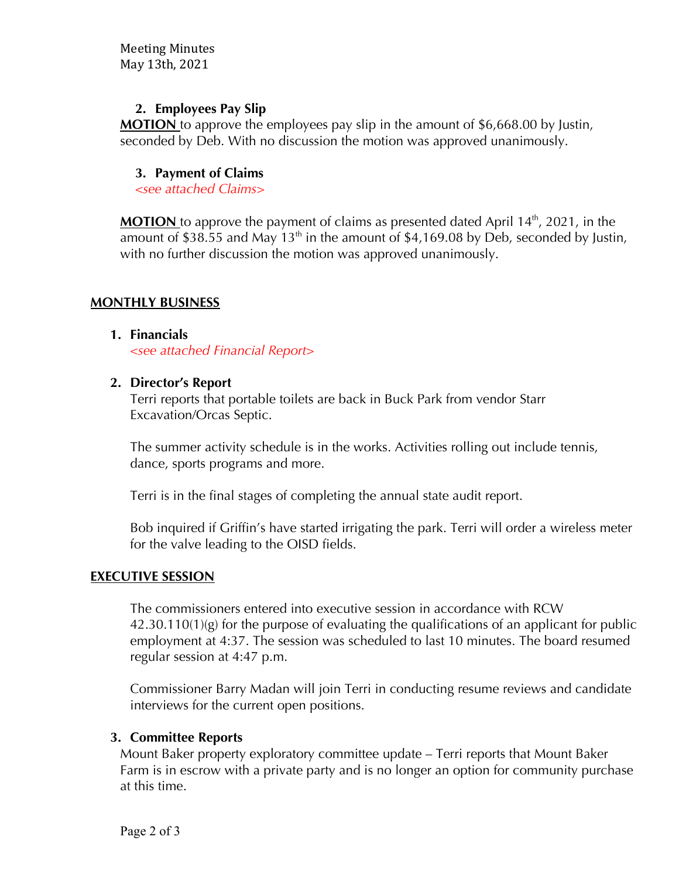Meeting Minutes
May 13th, 2021

**2. Employees Pay Slip**

**MOTION** to approve the employees pay slip in the amount of $6,668.00 by Justin, seconded by Deb. With no discussion the motion was approved unanimously.

**3. Payment of Claims**

*<see attached Claims>*

**MOTION** to approve the payment of claims as presented dated April 14th, 2021, in the amount of $38.55 and May 13th in the amount of $4,169.08 by Deb, seconded by Justin, with no further discussion the motion was approved unanimously.

## MONTHLY BUSINESS

**1. Financials**

*<see attached Financial Report>*

**2. Director's Report**

Terri reports that portable toilets are back in Buck Park from vendor Starr Excavation/Orcas Septic.

The summer activity schedule is in the works. Activities rolling out include tennis, dance, sports programs and more.

Terri is in the final stages of completing the annual state audit report.

Bob inquired if Griffin's have started irrigating the park. Terri will order a wireless meter for the valve leading to the OISD fields.

## EXECUTIVE SESSION

The commissioners entered into executive session in accordance with RCW 42.30.110(1)(g) for the purpose of evaluating the qualifications of an applicant for public employment at 4:37. The session was scheduled to last 10 minutes. The board resumed regular session at 4:47 p.m.

Commissioner Barry Madan will join Terri in conducting resume reviews and candidate interviews for the current open positions.

**3. Committee Reports**

Mount Baker property exploratory committee update – Terri reports that Mount Baker Farm is in escrow with a private party and is no longer an option for community purchase at this time.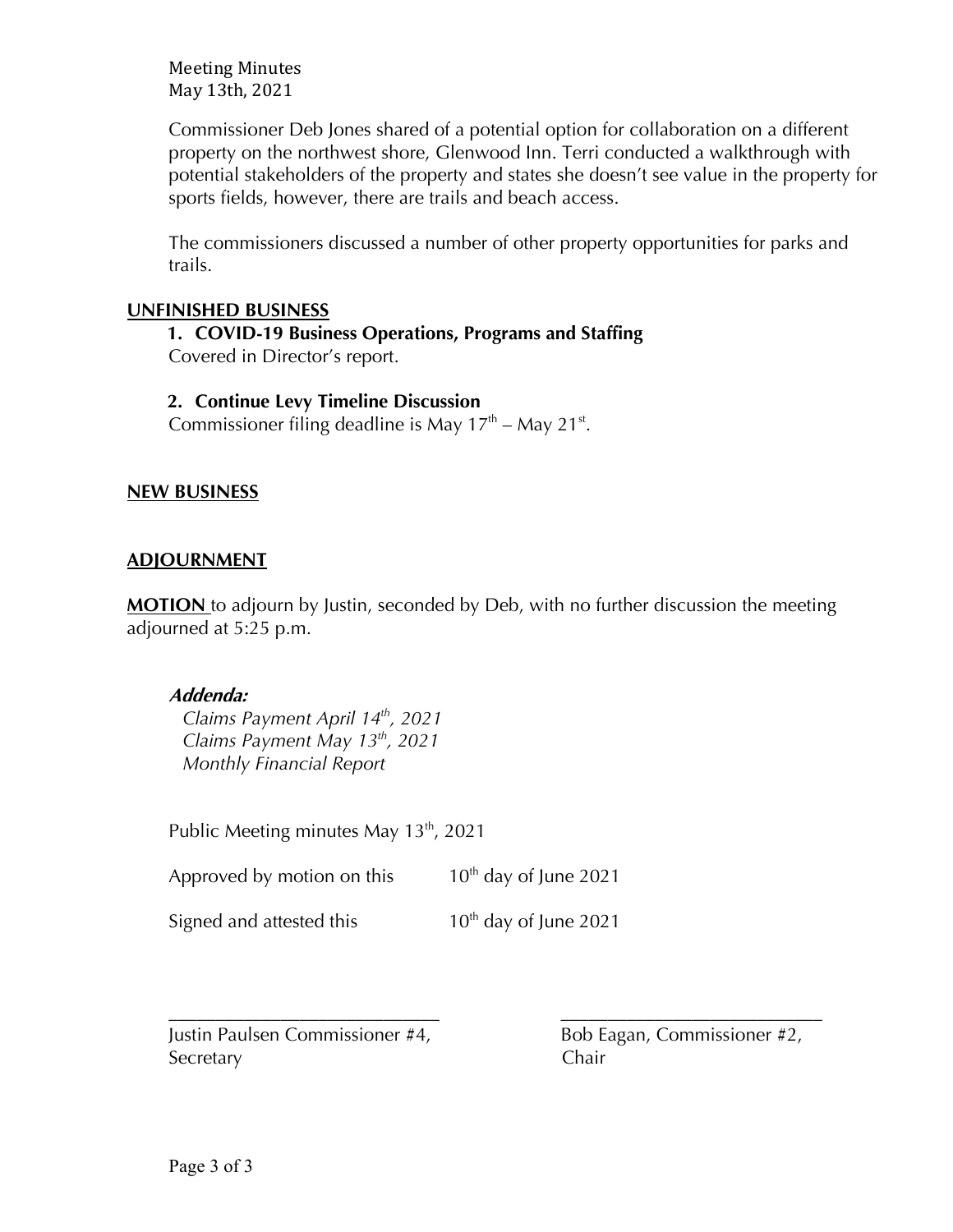Meeting Minutes
May 13th, 2021

Commissioner Deb Jones shared of a potential option for collaboration on a different property on the northwest shore, Glenwood Inn. Terri conducted a walkthrough with potential stakeholders of the property and states she doesn't see value in the property for sports fields, however, there are trails and beach access.

The commissioners discussed a number of other property opportunities for parks and trails.

## UNFINISHED BUSINESS

**1. COVID-19 Business Operations, Programs and Staffing**

Covered in Director's report.

**2. Continue Levy Timeline Discussion**

Commissioner filing deadline is May 17th – May 21st.

## NEW BUSINESS

## ADJOURNMENT

**MOTION** to adjourn by Justin, seconded by Deb, with no further discussion the meeting adjourned at 5:25 p.m.

***Addenda:***

*Claims Payment April 14th, 2021*
*Claims Payment May 13th, 2021*
*Monthly Financial Report*

Public Meeting minutes May 13th, 2021

Approved by motion on this 10th day of June 2021

Signed and attested this 10th day of June 2021

\_\_\_\_\_\_\_\_\_\_\_\_\_\_\_\_\_\_\_\_\_\_\_\_\_\_\_\_
Justin Paulsen Commissioner #4, Secretary

\_\_\_\_\_\_\_\_\_\_\_\_\_\_\_\_\_\_\_\_\_\_\_\_\_\_\_\_
Bob Eagan, Commissioner #2, Chair